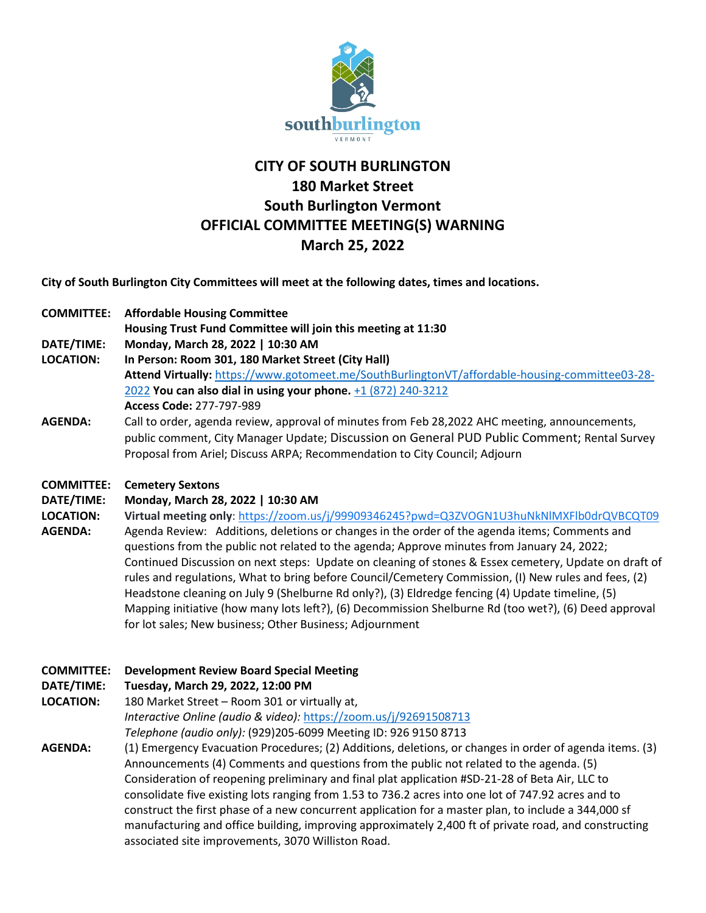# CITY OF SOUTH BURLINGTON
## 180 Market Street
## South Burlington Vermont
## OFFICIAL COMMITTEE MEETING(S) WARNING
## March 25, 2022

**City of South Burlington City Committees will meet at the following dates, times and locations.**

**COMMITTEE:** **Affordable Housing Committee**
**Housing Trust Fund Committee will join this meeting at 11:30**

**DATE/TIME:** **Monday, March 28, 2022 | 10:30 AM**

**LOCATION:** **In Person: Room 301, 180 Market Street (City Hall)**
**Attend Virtually:** https://www.gotomeet.me/SouthBurlingtonVT/affordable-housing-committee03-28-2022 **You can also dial in using your phone.** +1 (872) 240-3212
**Access Code:** 277-797-989

**AGENDA:** Call to order, agenda review, approval of minutes from Feb 28,2022 AHC meeting, announcements, public comment, City Manager Update; Discussion on General PUD Public Comment; Rental Survey Proposal from Ariel; Discuss ARPA; Recommendation to City Council; Adjourn

**COMMITTEE:** **Cemetery Sextons**

**DATE/TIME:** **Monday, March 28, 2022 | 10:30 AM**

**LOCATION:** **Virtual meeting only**: https://zoom.us/j/99909346245?pwd=Q3ZVOGN1U3huNkNlMXFlb0drQVBCQT09

**AGENDA:** Agenda Review: Additions, deletions or changes in the order of the agenda items; Comments and questions from the public not related to the agenda; Approve minutes from January 24, 2022; Continued Discussion on next steps: Update on cleaning of stones & Essex cemetery, Update on draft of rules and regulations, What to bring before Council/Cemetery Commission, (I) New rules and fees, (2) Headstone cleaning on July 9 (Shelburne Rd only?), (3) Eldredge fencing (4) Update timeline, (5) Mapping initiative (how many lots left?), (6) Decommission Shelburne Rd (too wet?), (6) Deed approval for lot sales; New business; Other Business; Adjournment

**COMMITTEE:** **Development Review Board Special Meeting**

**DATE/TIME:** **Tuesday, March 29, 2022, 12:00 PM**

**LOCATION:** 180 Market Street – Room 301 or virtually at,
*Interactive Online (audio & video):* https://zoom.us/j/92691508713
*Telephone (audio only):* (929)205-6099 Meeting ID: 926 9150 8713

**AGENDA:** (1) Emergency Evacuation Procedures; (2) Additions, deletions, or changes in order of agenda items. (3) Announcements (4) Comments and questions from the public not related to the agenda. (5) Consideration of reopening preliminary and final plat application #SD-21-28 of Beta Air, LLC to consolidate five existing lots ranging from 1.53 to 736.2 acres into one lot of 747.92 acres and to construct the first phase of a new concurrent application for a master plan, to include a 344,000 sf manufacturing and office building, improving approximately 2,400 ft of private road, and constructing associated site improvements, 3070 Williston Road.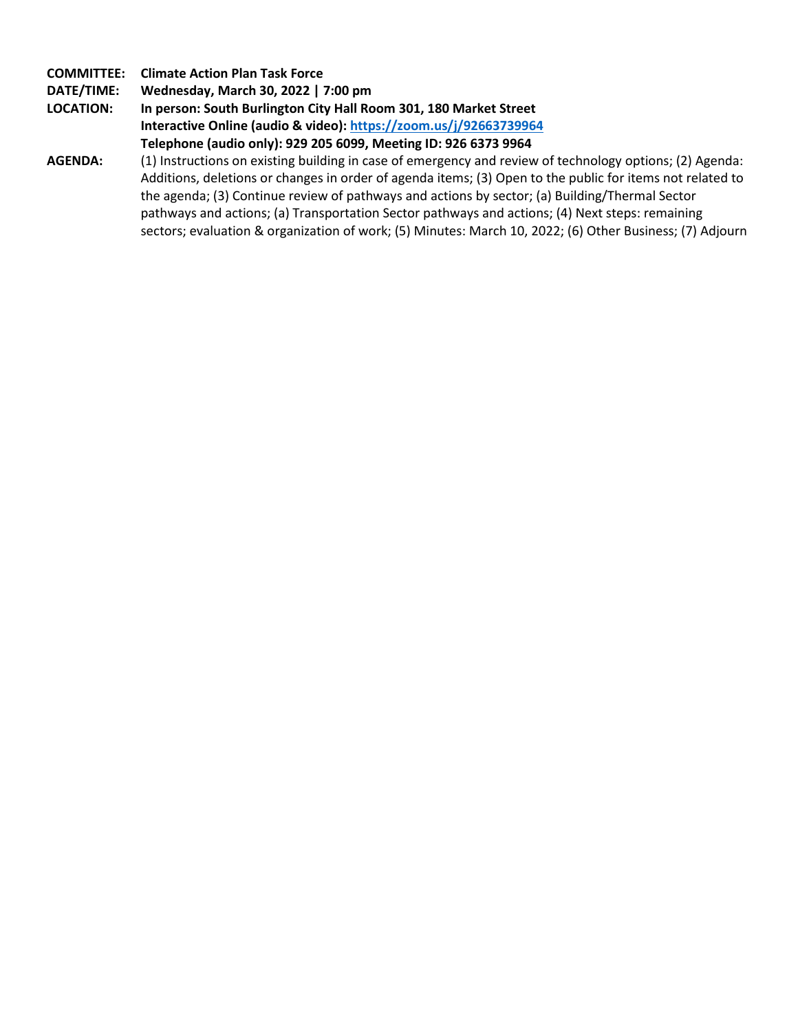**COMMITTEE:** **Climate Action Plan Task Force**

**DATE/TIME:** **Wednesday, March 30, 2022 | 7:00 pm**

**LOCATION:** **In person: South Burlington City Hall Room 301, 180 Market Street**
**Interactive Online (audio & video): https://zoom.us/j/92663739964**
**Telephone (audio only): 929 205 6099, Meeting ID: 926 6373 9964**

**AGENDA:** (1) Instructions on existing building in case of emergency and review of technology options; (2) Agenda: Additions, deletions or changes in order of agenda items; (3) Open to the public for items not related to the agenda; (3) Continue review of pathways and actions by sector; (a) Building/Thermal Sector pathways and actions; (a) Transportation Sector pathways and actions; (4) Next steps: remaining sectors; evaluation & organization of work; (5) Minutes: March 10, 2022; (6) Other Business; (7) Adjourn